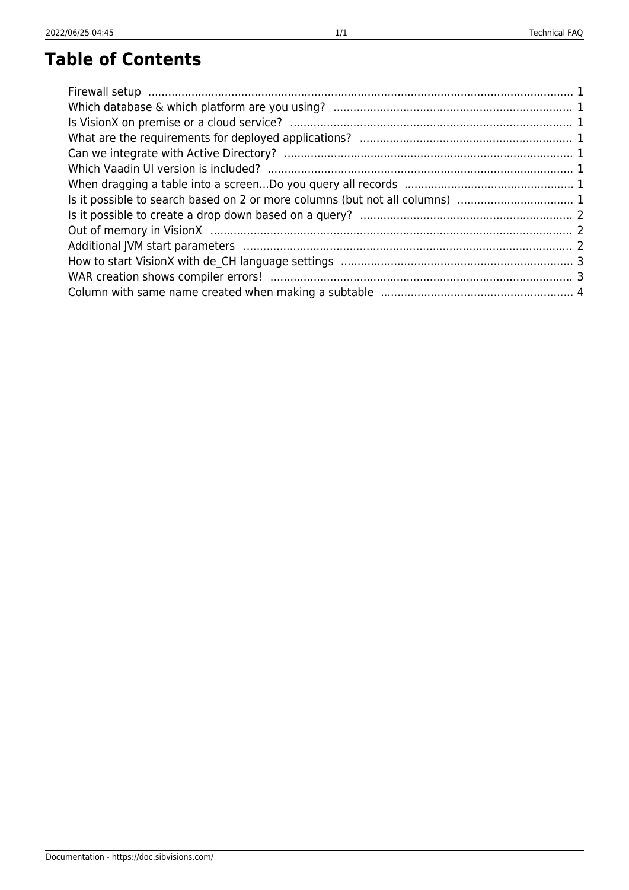# Table of Contents

- Firewall setup ........ 1
- Which database & which platform are you using? ........ 1
- Is VisionX on premise or a cloud service? ........ 1
- What are the requirements for deployed applications? ........ 1
- Can we integrate with Active Directory? ........ 1
- Which Vaadin UI version is included? ........ 1
- When dragging a table into a screen...Do you query all records ........ 1
- Is it possible to search based on 2 or more columns (but not all columns) ........ 1
- Is it possible to create a drop down based on a query? ........ 2
- Out of memory in VisionX ........ 2
- Additional JVM start parameters ........ 2
- How to start VisionX with de_CH language settings ........ 3
- WAR creation shows compiler errors! ........ 3
- Column with same name created when making a subtable ........ 4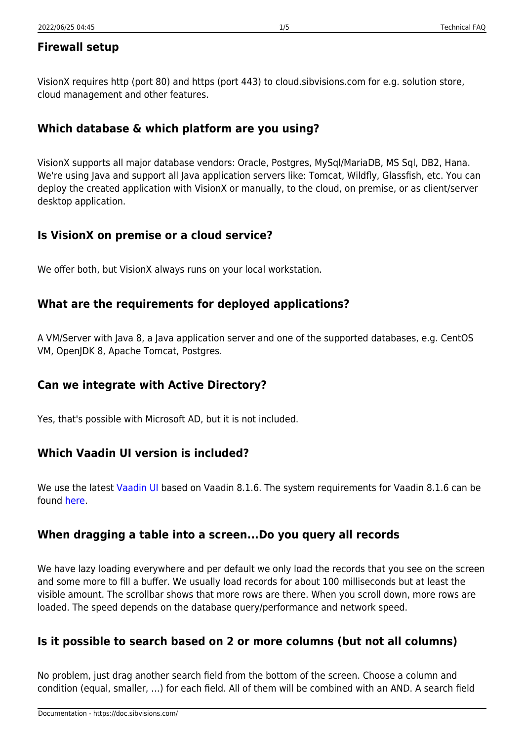## Firewall setup

VisionX requires http (port 80) and https (port 443) to cloud.sibvisions.com for e.g. solution store, cloud management and other features.

## Which database & which platform are you using?

VisionX supports all major database vendors: Oracle, Postgres, MySql/MariaDB, MS Sql, DB2, Hana. We're using Java and support all Java application servers like: Tomcat, Wildfly, Glassfish, etc. You can deploy the created application with VisionX or manually, to the cloud, on premise, or as client/server desktop application.

## Is VisionX on premise or a cloud service?

We offer both, but VisionX always runs on your local workstation.

## What are the requirements for deployed applications?

A VM/Server with Java 8, a Java application server and one of the supported databases, e.g. CentOS VM, OpenJDK 8, Apache Tomcat, Postgres.

## Can we integrate with Active Directory?

Yes, that's possible with Microsoft AD, but it is not included.

## Which Vaadin UI version is included?

We use the latest Vaadin UI based on Vaadin 8.1.6. The system requirements for Vaadin 8.1.6 can be found here.

## When dragging a table into a screen...Do you query all records

We have lazy loading everywhere and per default we only load the records that you see on the screen and some more to fill a buffer. We usually load records for about 100 milliseconds but at least the visible amount. The scrollbar shows that more rows are there. When you scroll down, more rows are loaded. The speed depends on the database query/performance and network speed.

## Is it possible to search based on 2 or more columns (but not all columns)

No problem, just drag another search field from the bottom of the screen. Choose a column and condition (equal, smaller, …) for each field. All of them will be combined with an AND. A search field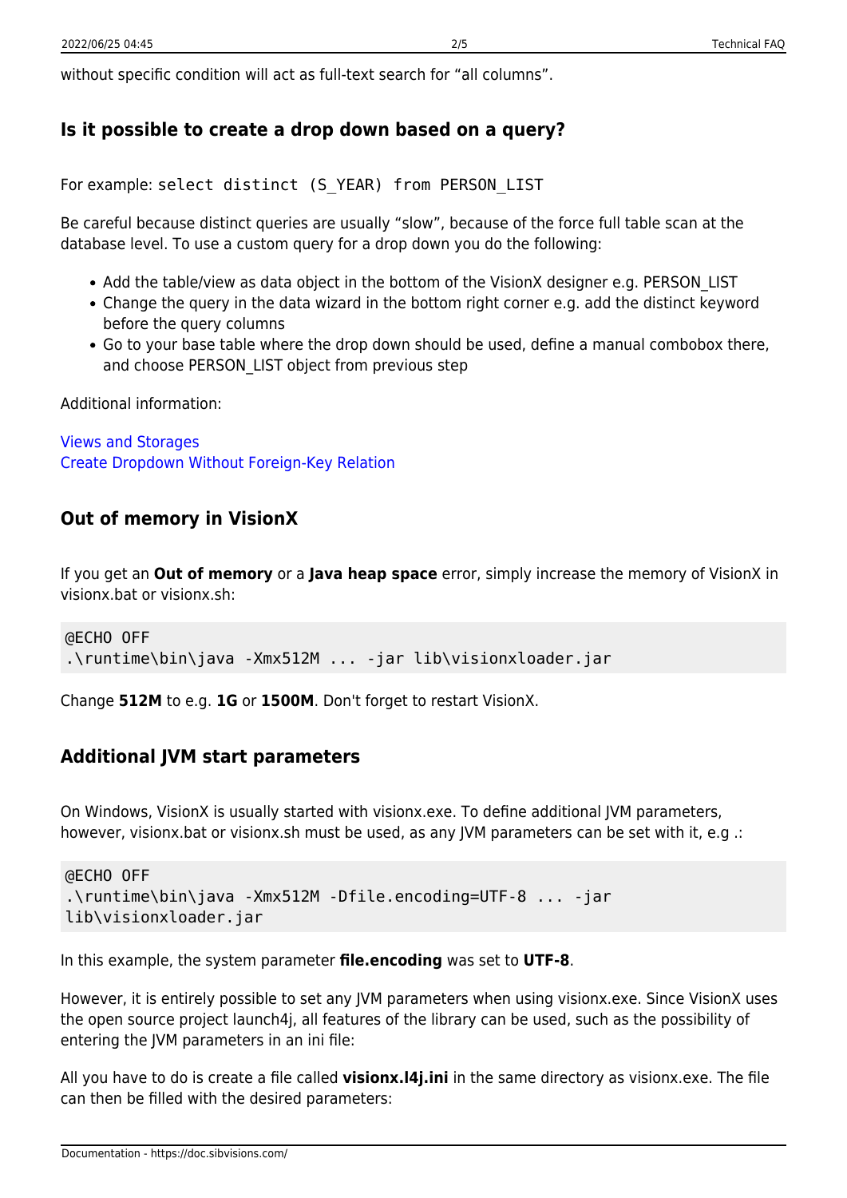without specific condition will act as full-text search for "all columns".

## Is it possible to create a drop down based on a query?

For example: `select distinct (S_YEAR) from PERSON_LIST`

Be careful because distinct queries are usually "slow", because of the force full table scan at the database level. To use a custom query for a drop down you do the following:

- Add the table/view as data object in the bottom of the VisionX designer e.g. PERSON_LIST
- Change the query in the data wizard in the bottom right corner e.g. add the distinct keyword before the query columns
- Go to your base table where the drop down should be used, define a manual combobox there, and choose PERSON_LIST object from previous step

Additional information:

Views and Storages
Create Dropdown Without Foreign-Key Relation

## Out of memory in VisionX

If you get an **Out of memory** or a **Java heap space** error, simply increase the memory of VisionX in visionx.bat or visionx.sh:

```
@ECHO OFF
.\runtime\bin\java -Xmx512M ... -jar lib\visionxloader.jar
```

Change **512M** to e.g. **1G** or **1500M**. Don't forget to restart VisionX.

## Additional JVM start parameters

On Windows, VisionX is usually started with visionx.exe. To define additional JVM parameters, however, visionx.bat or visionx.sh must be used, as any JVM parameters can be set with it, e.g .:

```
@ECHO OFF
.\runtime\bin\java -Xmx512M -Dfile.encoding=UTF-8 ... -jar
lib\visionxloader.jar
```

In this example, the system parameter **file.encoding** was set to **UTF-8**.

However, it is entirely possible to set any JVM parameters when using visionx.exe. Since VisionX uses the open source project launch4j, all features of the library can be used, such as the possibility of entering the JVM parameters in an ini file:

All you have to do is create a file called **visionx.l4j.ini** in the same directory as visionx.exe. The file can then be filled with the desired parameters: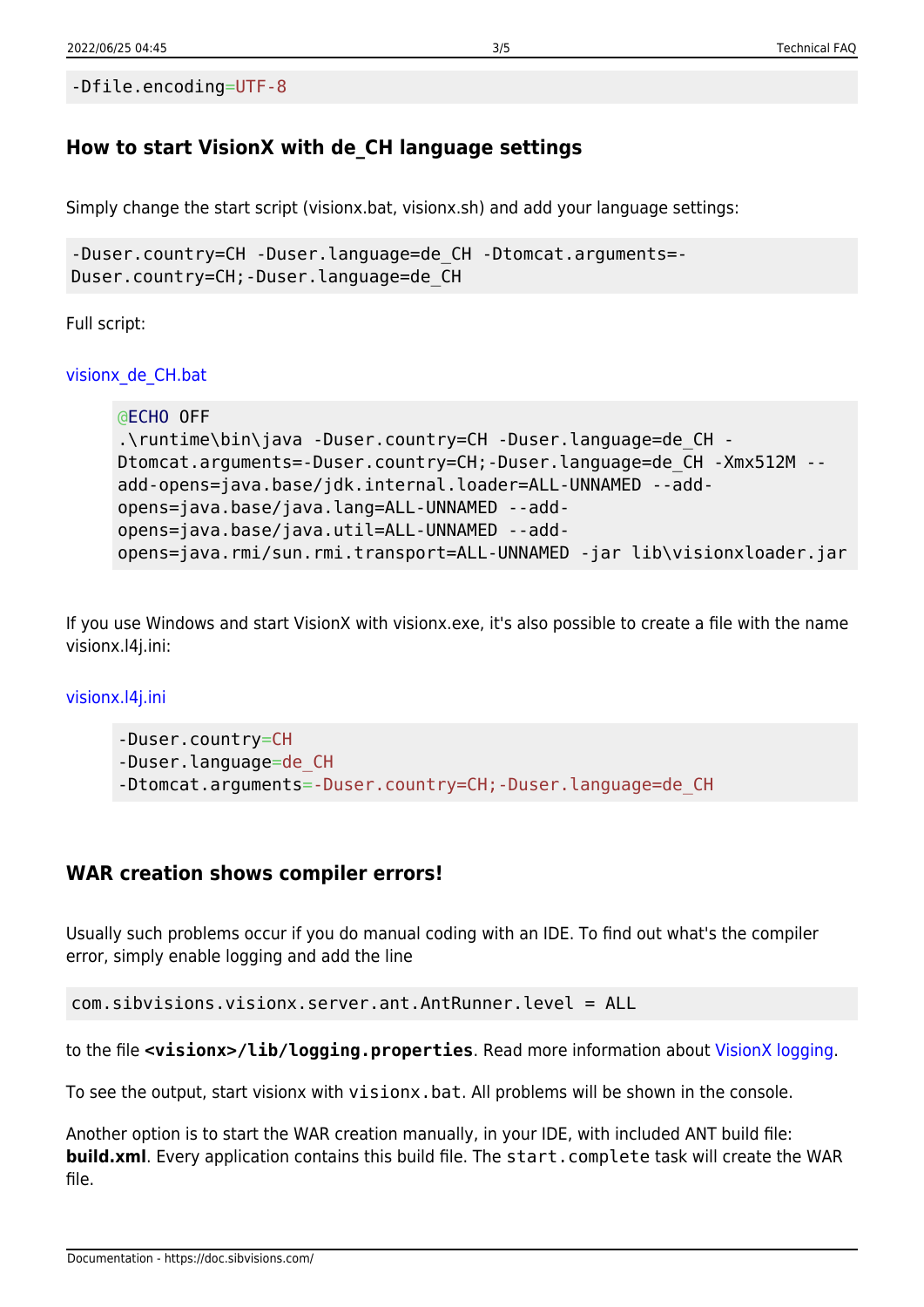```
-Dfile.encoding=UTF-8
```

### How to start VisionX with de_CH language settings

Simply change the start script (visionx.bat, visionx.sh) and add your language settings:

```
-Duser.country=CH -Duser.language=de_CH -Dtomcat.arguments=-Duser.country=CH;-Duser.language=de_CH
```

Full script:

visionx_de_CH.bat

```
@ECHO OFF
.\runtime\bin\java -Duser.country=CH -Duser.language=de_CH -Dtomcat.arguments=-Duser.country=CH;-Duser.language=de_CH -Xmx512M --add-opens=java.base/jdk.internal.loader=ALL-UNNAMED --add-opens=java.base/java.lang=ALL-UNNAMED --add-opens=java.base/java.util=ALL-UNNAMED --add-opens=java.rmi/sun.rmi.transport=ALL-UNNAMED -jar lib\visionxloader.jar
```

If you use Windows and start VisionX with visionx.exe, it's also possible to create a file with the name visionx.l4j.ini:

visionx.l4j.ini

```
-Duser.country=CH
-Duser.language=de_CH
-Dtomcat.arguments=-Duser.country=CH;-Duser.language=de_CH
```

### WAR creation shows compiler errors!

Usually such problems occur if you do manual coding with an IDE. To find out what's the compiler error, simply enable logging and add the line

```
com.sibvisions.visionx.server.ant.AntRunner.level = ALL
```

to the file **<visionx>/lib/logging.properties**. Read more information about VisionX logging.

To see the output, start visionx with `visionx.bat`. All problems will be shown in the console.

Another option is to start the WAR creation manually, in your IDE, with included ANT build file: **build.xml**. Every application contains this build file. The `start.complete` task will create the WAR file.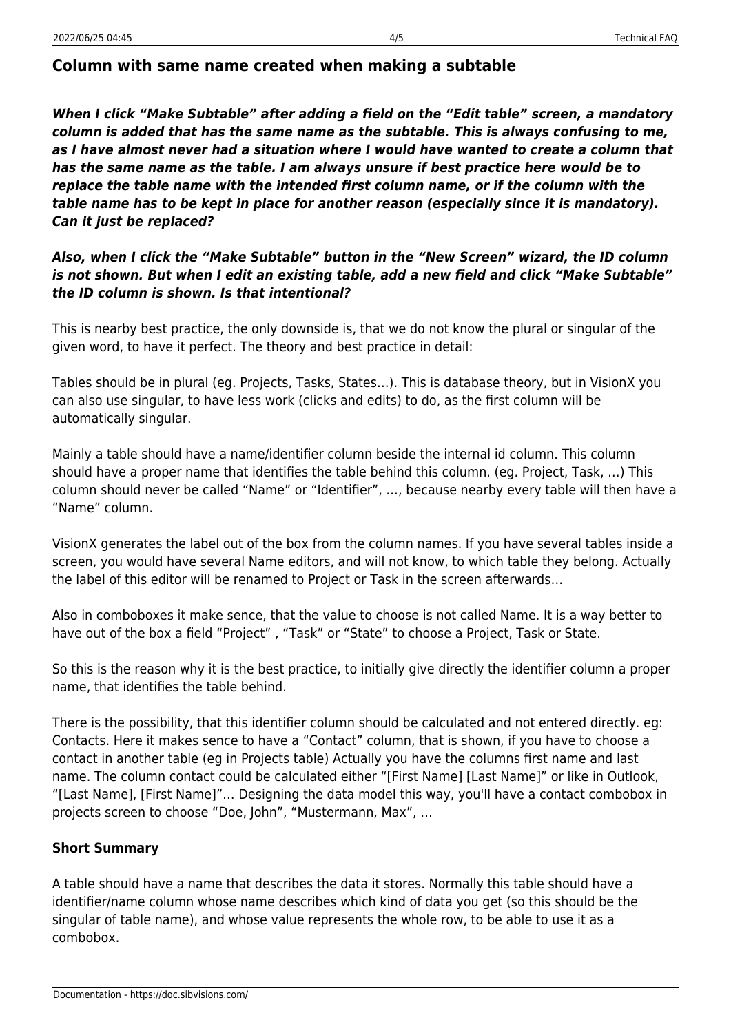## Column with same name created when making a subtable

***When I click "Make Subtable" after adding a field on the "Edit table" screen, a mandatory column is added that has the same name as the subtable. This is always confusing to me, as I have almost never had a situation where I would have wanted to create a column that has the same name as the table. I am always unsure if best practice here would be to replace the table name with the intended first column name, or if the column with the table name has to be kept in place for another reason (especially since it is mandatory). Can it just be replaced?***

***Also, when I click the "Make Subtable" button in the "New Screen" wizard, the ID column is not shown. But when I edit an existing table, add a new field and click "Make Subtable" the ID column is shown. Is that intentional?***

This is nearby best practice, the only downside is, that we do not know the plural or singular of the given word, to have it perfect. The theory and best practice in detail:

Tables should be in plural (eg. Projects, Tasks, States…). This is database theory, but in VisionX you can also use singular, to have less work (clicks and edits) to do, as the first column will be automatically singular.

Mainly a table should have a name/identifier column beside the internal id column. This column should have a proper name that identifies the table behind this column. (eg. Project, Task, …) This column should never be called "Name" or "Identifier", …, because nearby every table will then have a "Name" column.

VisionX generates the label out of the box from the column names. If you have several tables inside a screen, you would have several Name editors, and will not know, to which table they belong. Actually the label of this editor will be renamed to Project or Task in the screen afterwards…

Also in comboboxes it make sence, that the value to choose is not called Name. It is a way better to have out of the box a field "Project" , "Task" or "State" to choose a Project, Task or State.

So this is the reason why it is the best practice, to initially give directly the identifier column a proper name, that identifies the table behind.

There is the possibility, that this identifier column should be calculated and not entered directly. eg: Contacts. Here it makes sence to have a "Contact" column, that is shown, if you have to choose a contact in another table (eg in Projects table) Actually you have the columns first name and last name. The column contact could be calculated either "[First Name] [Last Name]" or like in Outlook, "[Last Name], [First Name]"… Designing the data model this way, you'll have a contact combobox in projects screen to choose "Doe, John", "Mustermann, Max", …

### Short Summary

A table should have a name that describes the data it stores. Normally this table should have a identifier/name column whose name describes which kind of data you get (so this should be the singular of table name), and whose value represents the whole row, to be able to use it as a combobox.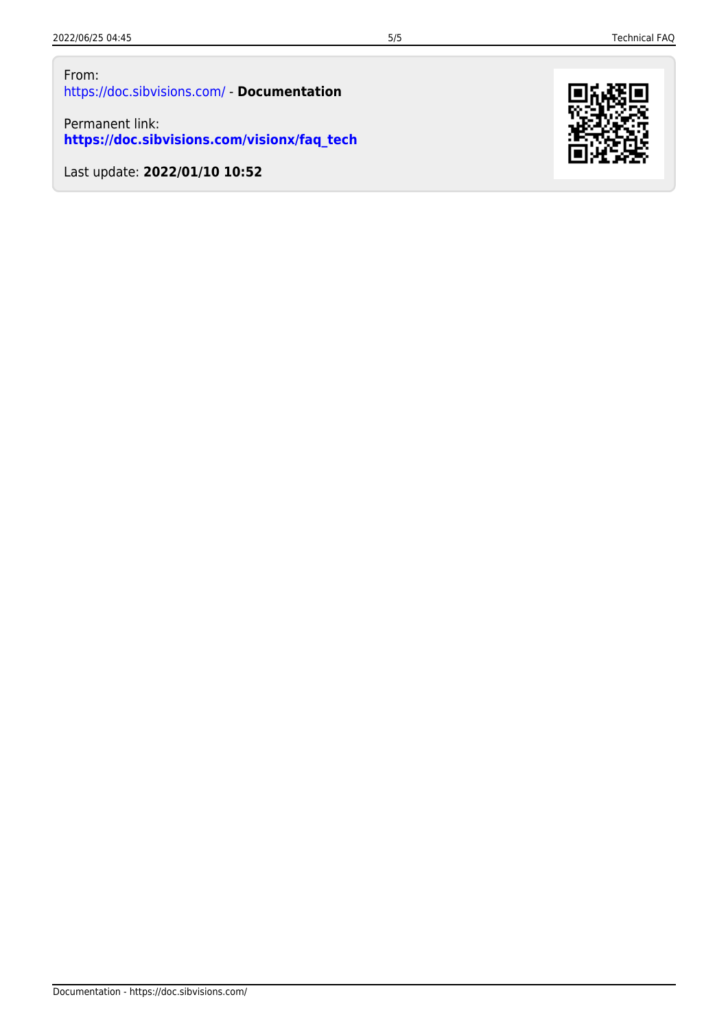From:
https://doc.sibvisions.com/ - **Documentation**

Permanent link:
**https://doc.sibvisions.com/visionx/faq_tech**

Last update: **2022/01/10 10:52**